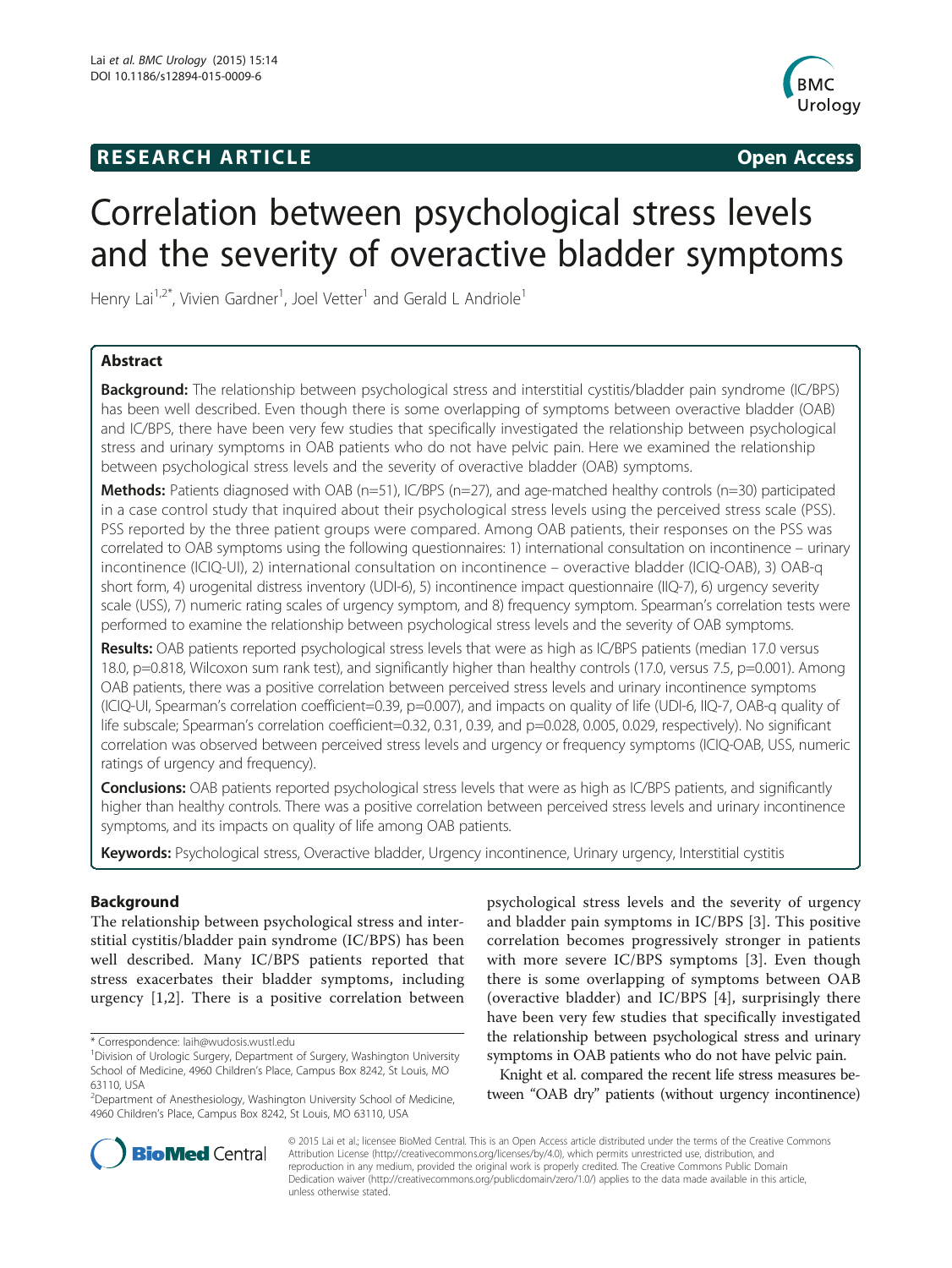**RESEARCH ARTICLE** **Open Access**

# Correlation between psychological stress levels and the severity of overactive bladder symptoms

Henry Lai[1,2*], Vivien Gardner[1], Joel Vetter[1] and Gerald L Andriole[1]

## Abstract

**Background:** The relationship between psychological stress and interstitial cystitis/bladder pain syndrome (IC/BPS) has been well described. Even though there is some overlapping of symptoms between overactive bladder (OAB) and IC/BPS, there have been very few studies that specifically investigated the relationship between psychological stress and urinary symptoms in OAB patients who do not have pelvic pain. Here we examined the relationship between psychological stress levels and the severity of overactive bladder (OAB) symptoms.

**Methods:** Patients diagnosed with OAB (n=51), IC/BPS (n=27), and age-matched healthy controls (n=30) participated in a case control study that inquired about their psychological stress levels using the perceived stress scale (PSS). PSS reported by the three patient groups were compared. Among OAB patients, their responses on the PSS was correlated to OAB symptoms using the following questionnaires: 1) international consultation on incontinence – urinary incontinence (ICIQ-UI), 2) international consultation on incontinence – overactive bladder (ICIQ-OAB), 3) OAB-q short form, 4) urogenital distress inventory (UDI-6), 5) incontinence impact questionnaire (IIQ-7), 6) urgency severity scale (USS), 7) numeric rating scales of urgency symptom, and 8) frequency symptom. Spearman's correlation tests were performed to examine the relationship between psychological stress levels and the severity of OAB symptoms.

**Results:** OAB patients reported psychological stress levels that were as high as IC/BPS patients (median 17.0 versus 18.0, p=0.818, Wilcoxon sum rank test), and significantly higher than healthy controls (17.0, versus 7.5, p=0.001). Among OAB patients, there was a positive correlation between perceived stress levels and urinary incontinence symptoms (ICIQ-UI, Spearman's correlation coefficient=0.39, p=0.007), and impacts on quality of life (UDI-6, IIQ-7, OAB-q quality of life subscale; Spearman's correlation coefficient=0.32, 0.31, 0.39, and p=0.028, 0.005, 0.029, respectively). No significant correlation was observed between perceived stress levels and urgency or frequency symptoms (ICIQ-OAB, USS, numeric ratings of urgency and frequency).

**Conclusions:** OAB patients reported psychological stress levels that were as high as IC/BPS patients, and significantly higher than healthy controls. There was a positive correlation between perceived stress levels and urinary incontinence symptoms, and its impacts on quality of life among OAB patients.

**Keywords:** Psychological stress, Overactive bladder, Urgency incontinence, Urinary urgency, Interstitial cystitis

## Background

The relationship between psychological stress and interstitial cystitis/bladder pain syndrome (IC/BPS) has been well described. Many IC/BPS patients reported that stress exacerbates their bladder symptoms, including urgency [1,2]. There is a positive correlation between psychological stress levels and the severity of urgency and bladder pain symptoms in IC/BPS [3]. This positive correlation becomes progressively stronger in patients with more severe IC/BPS symptoms [3]. Even though there is some overlapping of symptoms between OAB (overactive bladder) and IC/BPS [4], surprisingly there have been very few studies that specifically investigated the relationship between psychological stress and urinary symptoms in OAB patients who do not have pelvic pain.

Knight et al. compared the recent life stress measures between "OAB dry" patients (without urgency incontinence)

\* Correspondence: laih@wudosis.wustl.edu

[1]Division of Urologic Surgery, Department of Surgery, Washington University School of Medicine, 4960 Children's Place, Campus Box 8242, St Louis, MO 63110, USA

[2]Department of Anesthesiology, Washington University School of Medicine, 4960 Children's Place, Campus Box 8242, St Louis, MO 63110, USA

© 2015 Lai et al.; licensee BioMed Central. This is an Open Access article distributed under the terms of the Creative Commons Attribution License (http://creativecommons.org/licenses/by/4.0), which permits unrestricted use, distribution, and reproduction in any medium, provided the original work is properly credited. The Creative Commons Public Domain Dedication waiver (http://creativecommons.org/publicdomain/zero/1.0/) applies to the data made available in this article, unless otherwise stated.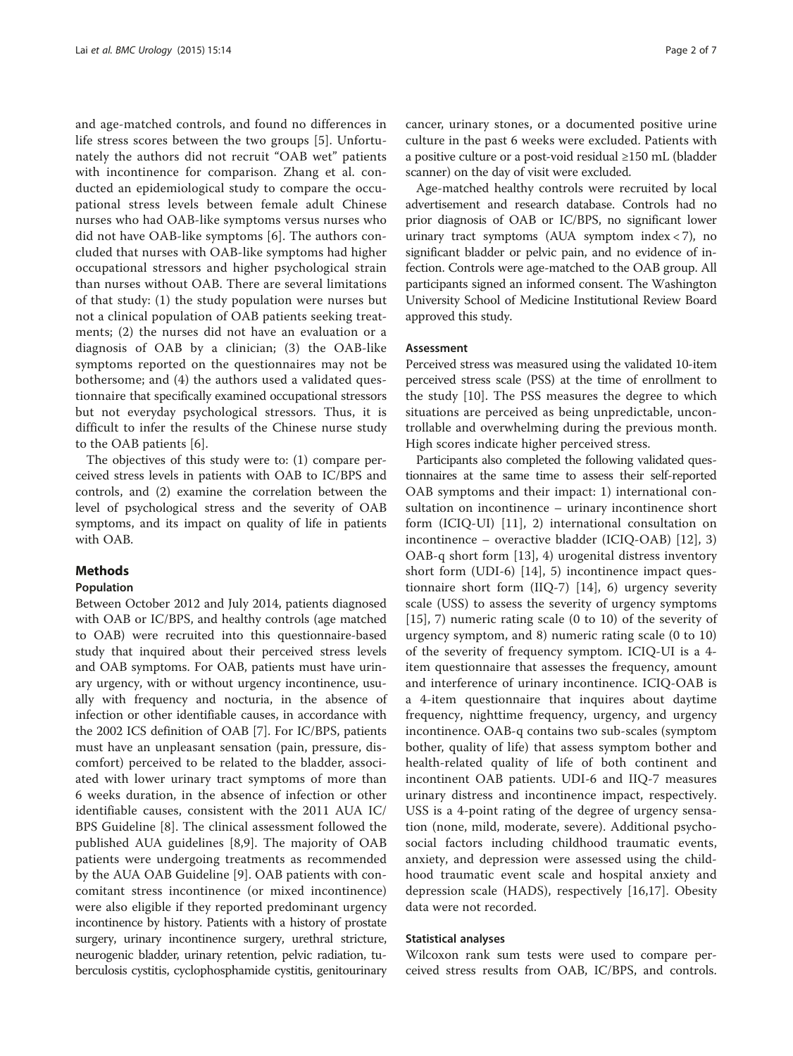and age-matched controls, and found no differences in life stress scores between the two groups [5]. Unfortunately the authors did not recruit "OAB wet" patients with incontinence for comparison. Zhang et al. conducted an epidemiological study to compare the occupational stress levels between female adult Chinese nurses who had OAB-like symptoms versus nurses who did not have OAB-like symptoms [6]. The authors concluded that nurses with OAB-like symptoms had higher occupational stressors and higher psychological strain than nurses without OAB. There are several limitations of that study: (1) the study population were nurses but not a clinical population of OAB patients seeking treatments; (2) the nurses did not have an evaluation or a diagnosis of OAB by a clinician; (3) the OAB-like symptoms reported on the questionnaires may not be bothersome; and (4) the authors used a validated questionnaire that specifically examined occupational stressors but not everyday psychological stressors. Thus, it is difficult to infer the results of the Chinese nurse study to the OAB patients [6].

The objectives of this study were to: (1) compare perceived stress levels in patients with OAB to IC/BPS and controls, and (2) examine the correlation between the level of psychological stress and the severity of OAB symptoms, and its impact on quality of life in patients with OAB.

## Methods

### Population

Between October 2012 and July 2014, patients diagnosed with OAB or IC/BPS, and healthy controls (age matched to OAB) were recruited into this questionnaire-based study that inquired about their perceived stress levels and OAB symptoms. For OAB, patients must have urinary urgency, with or without urgency incontinence, usually with frequency and nocturia, in the absence of infection or other identifiable causes, in accordance with the 2002 ICS definition of OAB [7]. For IC/BPS, patients must have an unpleasant sensation (pain, pressure, discomfort) perceived to be related to the bladder, associated with lower urinary tract symptoms of more than 6 weeks duration, in the absence of infection or other identifiable causes, consistent with the 2011 AUA IC/BPS Guideline [8]. The clinical assessment followed the published AUA guidelines [8,9]. The majority of OAB patients were undergoing treatments as recommended by the AUA OAB Guideline [9]. OAB patients with concomitant stress incontinence (or mixed incontinence) were also eligible if they reported predominant urgency incontinence by history. Patients with a history of prostate surgery, urinary incontinence surgery, urethral stricture, neurogenic bladder, urinary retention, pelvic radiation, tuberculosis cystitis, cyclophosphamide cystitis, genitourinary cancer, urinary stones, or a documented positive urine culture in the past 6 weeks were excluded. Patients with a positive culture or a post-void residual ≥150 mL (bladder scanner) on the day of visit were excluded.

Age-matched healthy controls were recruited by local advertisement and research database. Controls had no prior diagnosis of OAB or IC/BPS, no significant lower urinary tract symptoms (AUA symptom index < 7), no significant bladder or pelvic pain, and no evidence of infection. Controls were age-matched to the OAB group. All participants signed an informed consent. The Washington University School of Medicine Institutional Review Board approved this study.

### Assessment

Perceived stress was measured using the validated 10-item perceived stress scale (PSS) at the time of enrollment to the study [10]. The PSS measures the degree to which situations are perceived as being unpredictable, uncontrollable and overwhelming during the previous month. High scores indicate higher perceived stress.

Participants also completed the following validated questionnaires at the same time to assess their self-reported OAB symptoms and their impact: 1) international consultation on incontinence – urinary incontinence short form (ICIQ-UI) [11], 2) international consultation on incontinence – overactive bladder (ICIQ-OAB) [12], 3) OAB-q short form [13], 4) urogenital distress inventory short form (UDI-6) [14], 5) incontinence impact questionnaire short form (IIQ-7) [14], 6) urgency severity scale (USS) to assess the severity of urgency symptoms [15], 7) numeric rating scale (0 to 10) of the severity of urgency symptom, and 8) numeric rating scale (0 to 10) of the severity of frequency symptom. ICIQ-UI is a 4-item questionnaire that assesses the frequency, amount and interference of urinary incontinence. ICIQ-OAB is a 4-item questionnaire that inquires about daytime frequency, nighttime frequency, urgency, and urgency incontinence. OAB-q contains two sub-scales (symptom bother, quality of life) that assess symptom bother and health-related quality of life of both continent and incontinent OAB patients. UDI-6 and IIQ-7 measures urinary distress and incontinence impact, respectively. USS is a 4-point rating of the degree of urgency sensation (none, mild, moderate, severe). Additional psychosocial factors including childhood traumatic events, anxiety, and depression were assessed using the childhood traumatic event scale and hospital anxiety and depression scale (HADS), respectively [16,17]. Obesity data were not recorded.

### Statistical analyses

Wilcoxon rank sum tests were used to compare perceived stress results from OAB, IC/BPS, and controls.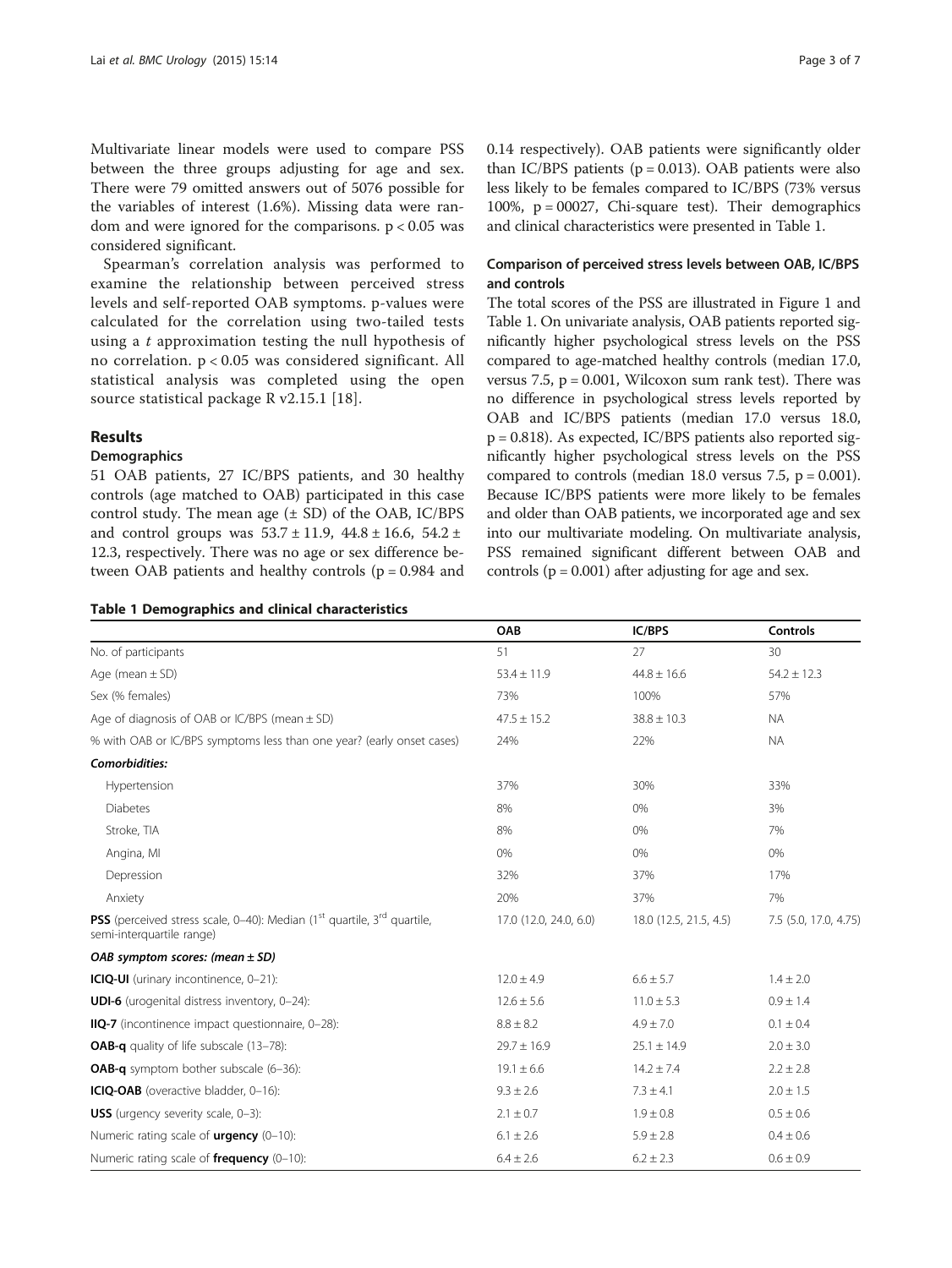Multivariate linear models were used to compare PSS between the three groups adjusting for age and sex. There were 79 omitted answers out of 5076 possible for the variables of interest (1.6%). Missing data were random and were ignored for the comparisons. $p < 0.05$ was considered significant.

Spearman's correlation analysis was performed to examine the relationship between perceived stress levels and self-reported OAB symptoms. p-values were calculated for the correlation using two-tailed tests using a $t$ approximation testing the null hypothesis of no correlation. $p < 0.05$ was considered significant. All statistical analysis was completed using the open source statistical package R v2.15.1 [18].

## Results

### Demographics

51 OAB patients, 27 IC/BPS patients, and 30 healthy controls (age matched to OAB) participated in this case control study. The mean age (± SD) of the OAB, IC/BPS and control groups was 53.7 ± 11.9, 44.8 ± 16.6, 54.2 ± 12.3, respectively. There was no age or sex difference between OAB patients and healthy controls ($p = 0.984$ and 0.14 respectively). OAB patients were significantly older than IC/BPS patients ($p = 0.013$). OAB patients were also less likely to be females compared to IC/BPS (73% versus 100%, p = 00027, Chi-square test). Their demographics and clinical characteristics were presented in Table 1.

### Comparison of perceived stress levels between OAB, IC/BPS and controls

The total scores of the PSS are illustrated in Figure 1 and Table 1. On univariate analysis, OAB patients reported significantly higher psychological stress levels on the PSS compared to age-matched healthy controls (median 17.0, versus 7.5, $p = 0.001$, Wilcoxon sum rank test). There was no difference in psychological stress levels reported by OAB and IC/BPS patients (median 17.0 versus 18.0, $p = 0.818$). As expected, IC/BPS patients also reported significantly higher psychological stress levels on the PSS compared to controls (median 18.0 versus 7.5, $p = 0.001$). Because IC/BPS patients were more likely to be females and older than OAB patients, we incorporated age and sex into our multivariate modeling. On multivariate analysis, PSS remained significant different between OAB and controls ($p = 0.001$) after adjusting for age and sex.

**Table 1 Demographics and clinical characteristics**

| | OAB | IC/BPS | Controls |
|---|---|---|---|
| No. of participants | 51 | 27 | 30 |
| Age (mean ± SD) | 53.4 ± 11.9 | 44.8 ± 16.6 | 54.2 ± 12.3 |
| Sex (% females) | 73% | 100% | 57% |
| Age of diagnosis of OAB or IC/BPS (mean ± SD) | 47.5 ± 15.2 | 38.8 ± 10.3 | NA |
| % with OAB or IC/BPS symptoms less than one year? (early onset cases) | 24% | 22% | NA |
| ***Comorbidities:*** | | | |
| Hypertension | 37% | 30% | 33% |
| Diabetes | 8% | 0% | 3% |
| Stroke, TIA | 8% | 0% | 7% |
| Angina, MI | 0% | 0% | 0% |
| Depression | 32% | 37% | 17% |
| Anxiety | 20% | 37% | 7% |
| **PSS** (perceived stress scale, 0–40): Median (1st quartile, 3rd quartile, semi-interquartile range) | 17.0 (12.0, 24.0, 6.0) | 18.0 (12.5, 21.5, 4.5) | 7.5 (5.0, 17.0, 4.75) |
| ***OAB symptom scores: (mean ± SD)*** | | | |
| **ICIQ-UI** (urinary incontinence, 0–21): | 12.0 ± 4.9 | 6.6 ± 5.7 | 1.4 ± 2.0 |
| **UDI-6** (urogenital distress inventory, 0–24): | 12.6 ± 5.6 | 11.0 ± 5.3 | 0.9 ± 1.4 |
| **IIQ-7** (incontinence impact questionnaire, 0–28): | 8.8 ± 8.2 | 4.9 ± 7.0 | 0.1 ± 0.4 |
| **OAB-q** quality of life subscale (13–78): | 29.7 ± 16.9 | 25.1 ± 14.9 | 2.0 ± 3.0 |
| **OAB-q** symptom bother subscale (6–36): | 19.1 ± 6.6 | 14.2 ± 7.4 | 2.2 ± 2.8 |
| **ICIQ-OAB** (overactive bladder, 0–16): | 9.3 ± 2.6 | 7.3 ± 4.1 | 2.0 ± 1.5 |
| **USS** (urgency severity scale, 0–3): | 2.1 ± 0.7 | 1.9 ± 0.8 | 0.5 ± 0.6 |
| Numeric rating scale of **urgency** (0–10): | 6.1 ± 2.6 | 5.9 ± 2.8 | 0.4 ± 0.6 |
| Numeric rating scale of **frequency** (0–10): | 6.4 ± 2.6 | 6.2 ± 2.3 | 0.6 ± 0.9 |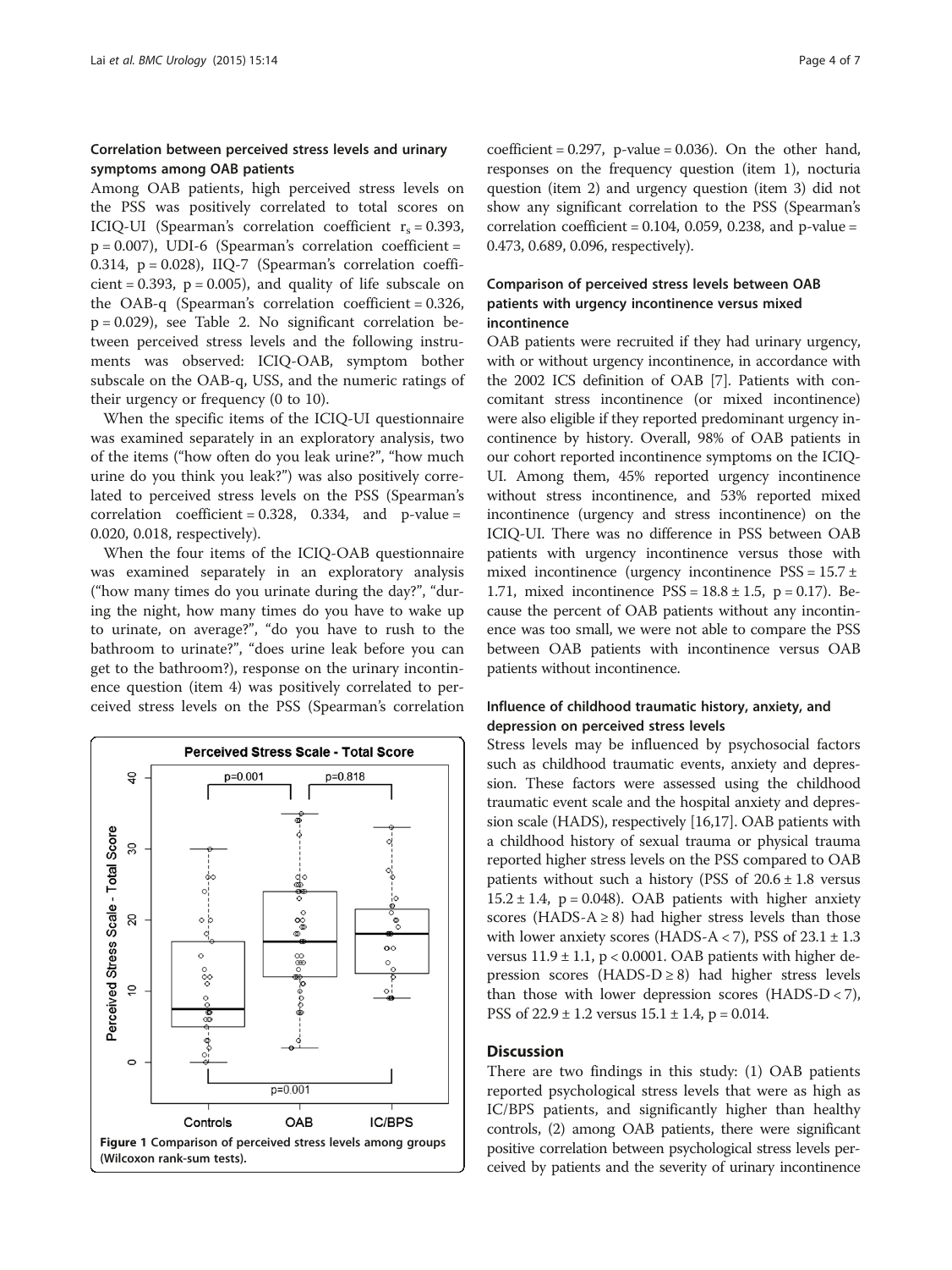### Correlation between perceived stress levels and urinary symptoms among OAB patients

Among OAB patients, high perceived stress levels on the PSS was positively correlated to total scores on ICIQ-UI (Spearman's correlation coefficient $r_s = 0.393$, $p = 0.007$), UDI-6 (Spearman's correlation coefficient = 0.314, $p = 0.028$), IIQ-7 (Spearman's correlation coefficient = 0.393, $p = 0.005$), and quality of life subscale on the OAB-q (Spearman's correlation coefficient = 0.326, $p = 0.029$), see Table 2. No significant correlation between perceived stress levels and the following instruments was observed: ICIQ-OAB, symptom bother subscale on the OAB-q, USS, and the numeric ratings of their urgency or frequency (0 to 10).

When the specific items of the ICIQ-UI questionnaire was examined separately in an exploratory analysis, two of the items ("how often do you leak urine?", "how much urine do you think you leak?") was also positively correlated to perceived stress levels on the PSS (Spearman's correlation coefficient = 0.328, 0.334, and p-value = 0.020, 0.018, respectively).

When the four items of the ICIQ-OAB questionnaire was examined separately in an exploratory analysis ("how many times do you urinate during the day?", "during the night, how many times do you have to wake up to urinate, on average?", "do you have to rush to the bathroom to urinate?", "does urine leak before you can get to the bathroom?), response on the urinary incontinence question (item 4) was positively correlated to perceived stress levels on the PSS (Spearman's correlation coefficient = 0.297, p-value = 0.036). On the other hand, responses on the frequency question (item 1), nocturia question (item 2) and urgency question (item 3) did not show any significant correlation to the PSS (Spearman's correlation coefficient = 0.104, 0.059, 0.238, and p-value = 0.473, 0.689, 0.096, respectively).

Figure 1 Comparison of perceived stress levels among groups (Wilcoxon rank-sum tests).

### Comparison of perceived stress levels between OAB patients with urgency incontinence versus mixed incontinence

OAB patients were recruited if they had urinary urgency, with or without urgency incontinence, in accordance with the 2002 ICS definition of OAB [7]. Patients with concomitant stress incontinence (or mixed incontinence) were also eligible if they reported predominant urgency incontinence by history. Overall, 98% of OAB patients in our cohort reported incontinence symptoms on the ICIQ-UI. Among them, 45% reported urgency incontinence without stress incontinence, and 53% reported mixed incontinence (urgency and stress incontinence) on the ICIQ-UI. There was no difference in PSS between OAB patients with urgency incontinence versus those with mixed incontinence (urgency incontinence PSS = 15.7 ± 1.71, mixed incontinence PSS = 18.8 ± 1.5, $p = 0.17$). Because the percent of OAB patients without any incontinence was too small, we were not able to compare the PSS between OAB patients with incontinence versus OAB patients without incontinence.

### Influence of childhood traumatic history, anxiety, and depression on perceived stress levels

Stress levels may be influenced by psychosocial factors such as childhood traumatic events, anxiety and depression. These factors were assessed using the childhood traumatic event scale and the hospital anxiety and depression scale (HADS), respectively [16,17]. OAB patients with a childhood history of sexual trauma or physical trauma reported higher stress levels on the PSS compared to OAB patients without such a history (PSS of 20.6 ± 1.8 versus 15.2 ± 1.4, $p = 0.048$). OAB patients with higher anxiety scores (HADS-A ≥ 8) had higher stress levels than those with lower anxiety scores (HADS-A < 7), PSS of 23.1 ± 1.3 versus 11.9 ± 1.1, $p < 0.0001$. OAB patients with higher depression scores (HADS-D ≥ 8) had higher stress levels than those with lower depression scores (HADS-D < 7), PSS of 22.9 ± 1.2 versus 15.1 ± 1.4, $p = 0.014$.

## Discussion

There are two findings in this study: (1) OAB patients reported psychological stress levels that were as high as IC/BPS patients, and significantly higher than healthy controls, (2) among OAB patients, there were significant positive correlation between psychological stress levels perceived by patients and the severity of urinary incontinence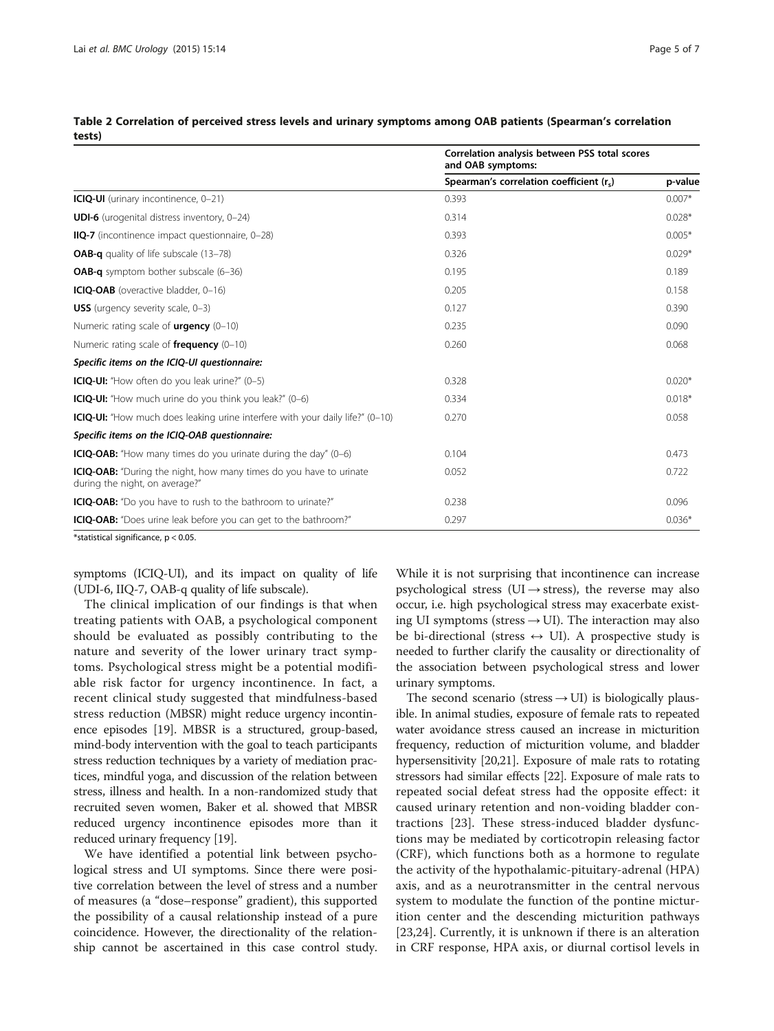**Table 2 Correlation of perceived stress levels and urinary symptoms among OAB patients (Spearman's correlation tests)**

| | Correlation analysis between PSS total scores and OAB symptoms: | |
|---|---|---|
| | Spearman's correlation coefficient ($r_s$) | p-value |
| **ICIQ-UI** (urinary incontinence, 0–21) | 0.393 | 0.007* |
| **UDI-6** (urogenital distress inventory, 0–24) | 0.314 | 0.028* |
| **IIQ-7** (incontinence impact questionnaire, 0–28) | 0.393 | 0.005* |
| **OAB-q** quality of life subscale (13–78) | 0.326 | 0.029* |
| **OAB-q** symptom bother subscale (6–36) | 0.195 | 0.189 |
| **ICIQ-OAB** (overactive bladder, 0–16) | 0.205 | 0.158 |
| **USS** (urgency severity scale, 0–3) | 0.127 | 0.390 |
| Numeric rating scale of **urgency** (0–10) | 0.235 | 0.090 |
| Numeric rating scale of **frequency** (0–10) | 0.260 | 0.068 |
| ***Specific items on the ICIQ-UI questionnaire:*** | | |
| **ICIQ-UI:** "How often do you leak urine?" (0–5) | 0.328 | 0.020* |
| **ICIQ-UI:** "How much urine do you think you leak?" (0–6) | 0.334 | 0.018* |
| **ICIQ-UI:** "How much does leaking urine interfere with your daily life?" (0–10) | 0.270 | 0.058 |
| ***Specific items on the ICIQ-OAB questionnaire:*** | | |
| **ICIQ-OAB:** "How many times do you urinate during the day" (0–6) | 0.104 | 0.473 |
| **ICIQ-OAB:** "During the night, how many times do you have to urinate during the night, on average?" | 0.052 | 0.722 |
| **ICIQ-OAB:** "Do you have to rush to the bathroom to urinate?" | 0.238 | 0.096 |
| **ICIQ-OAB:** "Does urine leak before you can get to the bathroom?" | 0.297 | 0.036* |

*statistical significance, $p < 0.05$.

symptoms (ICIQ-UI), and its impact on quality of life (UDI-6, IIQ-7, OAB-q quality of life subscale).

The clinical implication of our findings is that when treating patients with OAB, a psychological component should be evaluated as possibly contributing to the nature and severity of the lower urinary tract symptoms. Psychological stress might be a potential modifiable risk factor for urgency incontinence. In fact, a recent clinical study suggested that mindfulness-based stress reduction (MBSR) might reduce urgency incontinence episodes [19]. MBSR is a structured, group-based, mind-body intervention with the goal to teach participants stress reduction techniques by a variety of mediation practices, mindful yoga, and discussion of the relation between stress, illness and health. In a non-randomized study that recruited seven women, Baker et al. showed that MBSR reduced urgency incontinence episodes more than it reduced urinary frequency [19].

We have identified a potential link between psychological stress and UI symptoms. Since there were positive correlation between the level of stress and a number of measures (a "dose–response" gradient), this supported the possibility of a causal relationship instead of a pure coincidence. However, the directionality of the relationship cannot be ascertained in this case control study. While it is not surprising that incontinence can increase psychological stress (UI → stress), the reverse may also occur, i.e. high psychological stress may exacerbate existing UI symptoms (stress → UI). The interaction may also be bi-directional (stress ↔ UI). A prospective study is needed to further clarify the causality or directionality of the association between psychological stress and lower urinary symptoms.

The second scenario (stress → UI) is biologically plausible. In animal studies, exposure of female rats to repeated water avoidance stress caused an increase in micturition frequency, reduction of micturition volume, and bladder hypersensitivity [20,21]. Exposure of male rats to rotating stressors had similar effects [22]. Exposure of male rats to repeated social defeat stress had the opposite effect: it caused urinary retention and non-voiding bladder contractions [23]. These stress-induced bladder dysfunctions may be mediated by corticotropin releasing factor (CRF), which functions both as a hormone to regulate the activity of the hypothalamic-pituitary-adrenal (HPA) axis, and as a neurotransmitter in the central nervous system to modulate the function of the pontine micturition center and the descending micturition pathways [23,24]. Currently, it is unknown if there is an alteration in CRF response, HPA axis, or diurnal cortisol levels in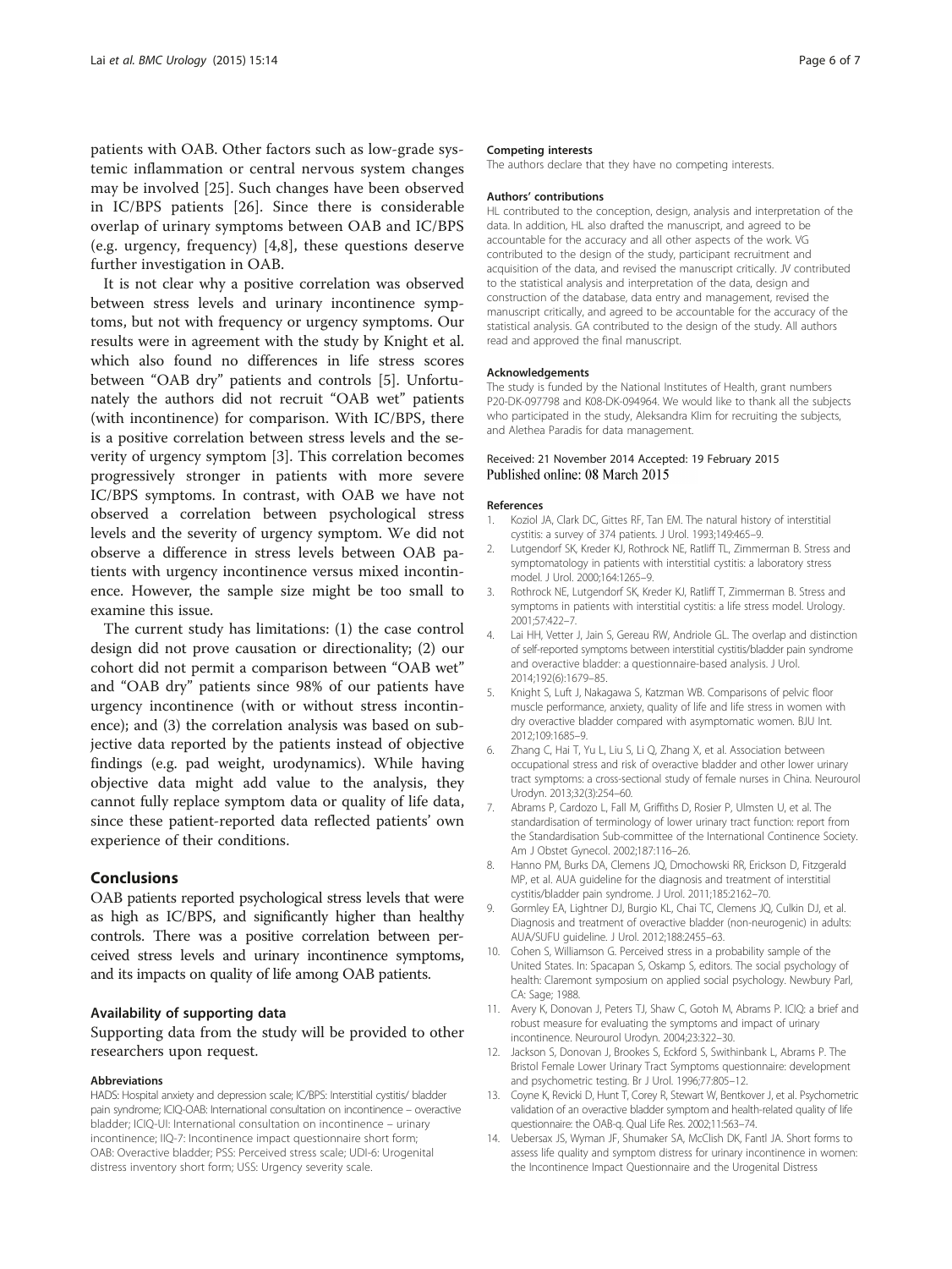patients with OAB. Other factors such as low-grade systemic inflammation or central nervous system changes may be involved [25]. Such changes have been observed in IC/BPS patients [26]. Since there is considerable overlap of urinary symptoms between OAB and IC/BPS (e.g. urgency, frequency) [4,8], these questions deserve further investigation in OAB.

It is not clear why a positive correlation was observed between stress levels and urinary incontinence symptoms, but not with frequency or urgency symptoms. Our results were in agreement with the study by Knight et al. which also found no differences in life stress scores between "OAB dry" patients and controls [5]. Unfortunately the authors did not recruit "OAB wet" patients (with incontinence) for comparison. With IC/BPS, there is a positive correlation between stress levels and the severity of urgency symptom [3]. This correlation becomes progressively stronger in patients with more severe IC/BPS symptoms. In contrast, with OAB we have not observed a correlation between psychological stress levels and the severity of urgency symptom. We did not observe a difference in stress levels between OAB patients with urgency incontinence versus mixed incontinence. However, the sample size might be too small to examine this issue.

The current study has limitations: (1) the case control design did not prove causation or directionality; (2) our cohort did not permit a comparison between "OAB wet" and "OAB dry" patients since 98% of our patients have urgency incontinence (with or without stress incontinence); and (3) the correlation analysis was based on subjective data reported by the patients instead of objective findings (e.g. pad weight, urodynamics). While having objective data might add value to the analysis, they cannot fully replace symptom data or quality of life data, since these patient-reported data reflected patients' own experience of their conditions.

## Conclusions

OAB patients reported psychological stress levels that were as high as IC/BPS, and significantly higher than healthy controls. There was a positive correlation between perceived stress levels and urinary incontinence symptoms, and its impacts on quality of life among OAB patients.

### Availability of supporting data

Supporting data from the study will be provided to other researchers upon request.

#### Abbreviations

HADS: Hospital anxiety and depression scale; IC/BPS: Interstitial cystitis/ bladder pain syndrome; ICIQ-OAB: International consultation on incontinence – overactive bladder; ICIQ-UI: International consultation on incontinence – urinary incontinence; IIQ-7: Incontinence impact questionnaire short form; OAB: Overactive bladder; PSS: Perceived stress scale; UDI-6: Urogenital distress inventory short form; USS: Urgency severity scale.

#### Competing interests

The authors declare that they have no competing interests.

#### Authors' contributions

HL contributed to the conception, design, analysis and interpretation of the data. In addition, HL also drafted the manuscript, and agreed to be accountable for the accuracy and all other aspects of the work. VG contributed to the design of the study, participant recruitment and acquisition of the data, and revised the manuscript critically. JV contributed to the statistical analysis and interpretation of the data, design and construction of the database, data entry and management, revised the manuscript critically, and agreed to be accountable for the accuracy of the statistical analysis. GA contributed to the design of the study. All authors read and approved the final manuscript.

#### Acknowledgements

The study is funded by the National Institutes of Health, grant numbers P20-DK-097798 and K08-DK-094964. We would like to thank all the subjects who participated in the study, Aleksandra Klim for recruiting the subjects, and Alethea Paradis for data management.

Received: 21 November 2014 Accepted: 19 February 2015
Published online: 08 March 2015

#### References

1. Koziol JA, Clark DC, Gittes RF, Tan EM. The natural history of interstitial cystitis: a survey of 374 patients. J Urol. 1993;149:465–9.
2. Lutgendorf SK, Kreder KJ, Rothrock NE, Ratliff TL, Zimmerman B. Stress and symptomatology in patients with interstitial cystitis: a laboratory stress model. J Urol. 2000;164:1265–9.
3. Rothrock NE, Lutgendorf SK, Kreder KJ, Ratliff T, Zimmerman B. Stress and symptoms in patients with interstitial cystitis: a life stress model. Urology. 2001;57:422–7.
4. Lai HH, Vetter J, Jain S, Gereau RW, Andriole GL. The overlap and distinction of self-reported symptoms between interstitial cystitis/bladder pain syndrome and overactive bladder: a questionnaire-based analysis. J Urol. 2014;192(6):1679–85.
5. Knight S, Luft J, Nakagawa S, Katzman WB. Comparisons of pelvic floor muscle performance, anxiety, quality of life and life stress in women with dry overactive bladder compared with asymptomatic women. BJU Int. 2012;109:1685–9.
6. Zhang C, Hai T, Yu L, Liu S, Li Q, Zhang X, et al. Association between occupational stress and risk of overactive bladder and other lower urinary tract symptoms: a cross-sectional study of female nurses in China. Neurourol Urodyn. 2013;32(3):254–60.
7. Abrams P, Cardozo L, Fall M, Griffiths D, Rosier P, Ulmsten U, et al. The standardisation of terminology of lower urinary tract function: report from the Standardisation Sub-committee of the International Continence Society. Am J Obstet Gynecol. 2002;187:116–26.
8. Hanno PM, Burks DA, Clemens JQ, Dmochowski RR, Erickson D, Fitzgerald MP, et al. AUA guideline for the diagnosis and treatment of interstitial cystitis/bladder pain syndrome. J Urol. 2011;185:2162–70.
9. Gormley EA, Lightner DJ, Burgio KL, Chai TC, Clemens JQ, Culkin DJ, et al. Diagnosis and treatment of overactive bladder (non-neurogenic) in adults: AUA/SUFU guideline. J Urol. 2012;188:2455–63.
10. Cohen S, Williamson G. Perceived stress in a probability sample of the United States. In: Spacapan S, Oskamp S, editors. The social psychology of health: Claremont symposium on applied social psychology. Newbury Parl, CA: Sage; 1988.
11. Avery K, Donovan J, Peters TJ, Shaw C, Gotoh M, Abrams P. ICIQ: a brief and robust measure for evaluating the symptoms and impact of urinary incontinence. Neurourol Urodyn. 2004;23:322–30.
12. Jackson S, Donovan J, Brookes S, Eckford S, Swithinbank L, Abrams P. The Bristol Female Lower Urinary Tract Symptoms questionnaire: development and psychometric testing. Br J Urol. 1996;77:805–12.
13. Coyne K, Revicki D, Hunt T, Corey R, Stewart W, Bentkover J, et al. Psychometric validation of an overactive bladder symptom and health-related quality of life questionnaire: the OAB-q. Qual Life Res. 2002;11:563–74.
14. Uebersax JS, Wyman JF, Shumaker SA, McClish DK, Fantl JA. Short forms to assess life quality and symptom distress for urinary incontinence in women: the Incontinence Impact Questionnaire and the Urogenital Distress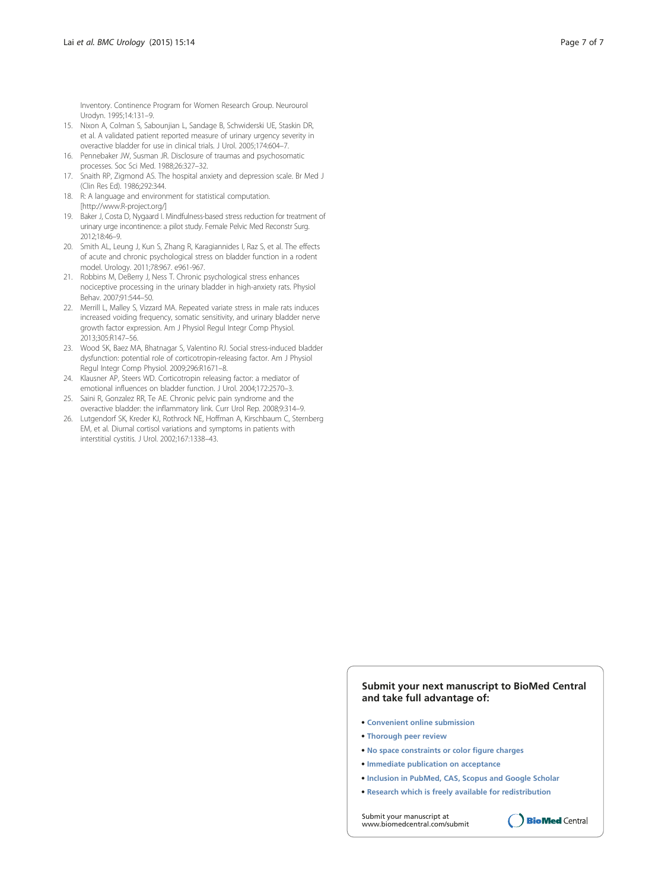Inventory. Continence Program for Women Research Group. Neurourol Urodyn. 1995;14:131–9.

15. Nixon A, Colman S, Sabounjian L, Sandage B, Schwiderski UE, Staskin DR, et al. A validated patient reported measure of urinary urgency severity in overactive bladder for use in clinical trials. J Urol. 2005;174:604–7.
16. Pennebaker JW, Susman JR. Disclosure of traumas and psychosomatic processes. Soc Sci Med. 1988;26:327–32.
17. Snaith RP, Zigmond AS. The hospital anxiety and depression scale. Br Med J (Clin Res Ed). 1986;292:344.
18. R: A language and environment for statistical computation. [http://www.R-project.org/]
19. Baker J, Costa D, Nygaard I. Mindfulness-based stress reduction for treatment of urinary urge incontinence: a pilot study. Female Pelvic Med Reconstr Surg. 2012;18:46–9.
20. Smith AL, Leung J, Kun S, Zhang R, Karagiannides I, Raz S, et al. The effects of acute and chronic psychological stress on bladder function in a rodent model. Urology. 2011;78:967. e961-967.
21. Robbins M, DeBerry J, Ness T. Chronic psychological stress enhances nociceptive processing in the urinary bladder in high-anxiety rats. Physiol Behav. 2007;91:544–50.
22. Merrill L, Malley S, Vizzard MA. Repeated variate stress in male rats induces increased voiding frequency, somatic sensitivity, and urinary bladder nerve growth factor expression. Am J Physiol Regul Integr Comp Physiol. 2013;305:R147–56.
23. Wood SK, Baez MA, Bhatnagar S, Valentino RJ. Social stress-induced bladder dysfunction: potential role of corticotropin-releasing factor. Am J Physiol Regul Integr Comp Physiol. 2009;296:R1671–8.
24. Klausner AP, Steers WD. Corticotropin releasing factor: a mediator of emotional influences on bladder function. J Urol. 2004;172:2570–3.
25. Saini R, Gonzalez RR, Te AE. Chronic pelvic pain syndrome and the overactive bladder: the inflammatory link. Curr Urol Rep. 2008;9:314–9.
26. Lutgendorf SK, Kreder KJ, Rothrock NE, Hoffman A, Kirschbaum C, Sternberg EM, et al. Diurnal cortisol variations and symptoms in patients with interstitial cystitis. J Urol. 2002;167:1338–43.

**Submit your next manuscript to BioMed Central and take full advantage of:**

- **Convenient online submission**
- **Thorough peer review**
- **No space constraints or color figure charges**
- **Immediate publication on acceptance**
- **Inclusion in PubMed, CAS, Scopus and Google Scholar**
- **Research which is freely available for redistribution**

Submit your manuscript at
www.biomedcentral.com/submit

BioMed Central